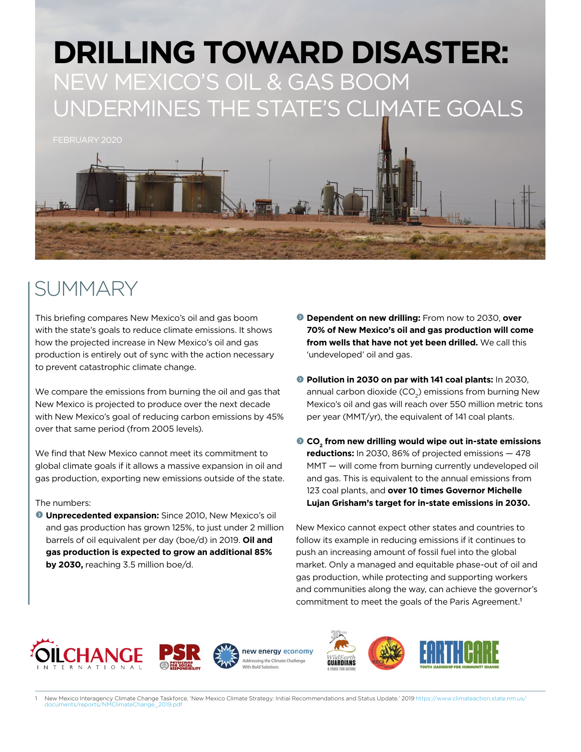# DRILLING TOWARD DISASTER: NEW MEXICO'S OIL & GAS BOOM UNDERMINES THE STATE'S CLIMATE GOALS

FEBRUARY 2020

## SUMMARY

This briefing compares New Mexico's oil and gas boom with the state's goals to reduce climate emissions. It shows how the projected increase in New Mexico's oil and gas production is entirely out of sync with the action necessary to prevent catastrophic climate change.

We compare the emissions from burning the oil and gas that New Mexico is projected to produce over the next decade with New Mexico's goal of reducing carbon emissions by 45% over that same period (from 2005 levels).

We find that New Mexico cannot meet its commitment to global climate goals if it allows a massive expansion in oil and gas production, exporting new emissions outside of the state.

The numbers:

- **Unprecedented expansion:** Since 2010, New Mexico's oil and gas production has grown 125%, to just under 2 million barrels of oil equivalent per day (boe/d) in 2019. **Oil and gas production is expected to grow an additional 85% by 2030,** reaching 3.5 million boe/d.
- **Dependent on new drilling:** From now to 2030, **over 70% of New Mexico's oil and gas production will come from wells that have not yet been drilled.** We call this 'undeveloped' oil and gas.
- **Pollution in 2030 on par with 141 coal plants:** In 2030, annual carbon dioxide ($CO_2$) emissions from burning New Mexico's oil and gas will reach over 550 million metric tons per year (MMT/yr), the equivalent of 141 coal plants.
- **$CO_2$ from new drilling would wipe out in-state emissions reductions:** In 2030, 86% of projected emissions — 478 MMT — will come from burning currently undeveloped oil and gas. This is equivalent to the annual emissions from 123 coal plants, and **over 10 times Governor Michelle Lujan Grisham's target for in-state emissions in 2030.**

New Mexico cannot expect other states and countries to follow its example in reducing emissions if it continues to push an increasing amount of fossil fuel into the global market. Only a managed and equitable phase-out of oil and gas production, while protecting and supporting workers and communities along the way, can achieve the governor's commitment to meet the goals of the Paris Agreement.[1]

OILCHANGE INTERNATIONAL | PSR Physicians for Social Responsibility | new energy economy — Addressing the Climate Challenge With Bold Solutions | WildEarth Guardians — A Force for Nature | YUCCA | EARTHCARE — Youth Leadership for Community Change

[1] New Mexico Interagency Climate Change Taskforce, 'New Mexico Climate Strategy: Initial Recommendations and Status Update.' 2019 https://www.climateaction.state.nm.us/documents/reports/NMClimateChange_2019.pdf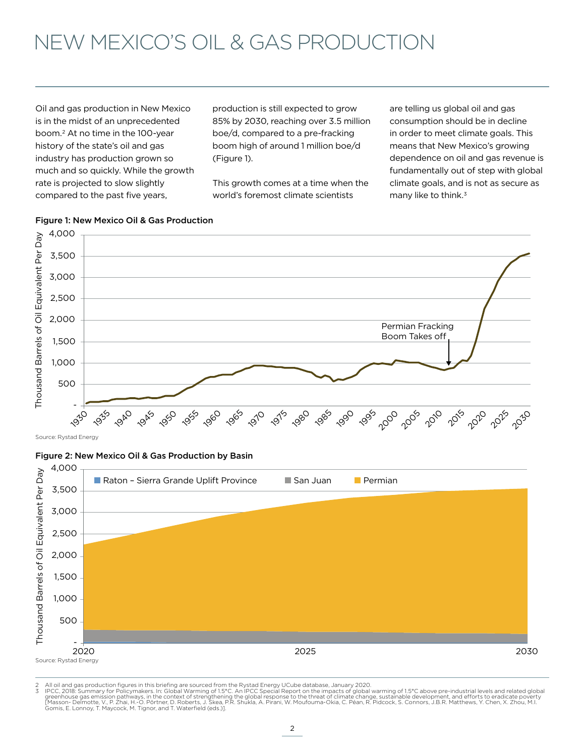# NEW MEXICO'S OIL & GAS PRODUCTION

Oil and gas production in New Mexico is in the midst of an unprecedented boom.[2] At no time in the 100-year history of the state's oil and gas industry has production grown so much and so quickly. While the growth rate is projected to slow slightly compared to the past five years, production is still expected to grow 85% by 2030, reaching over 3.5 million boe/d, compared to a pre-fracking boom high of around 1 million boe/d (Figure 1).

This growth comes at a time when the world's foremost climate scientists are telling us global oil and gas consumption should be in decline in order to meet climate goals. This means that New Mexico's growing dependence on oil and gas revenue is fundamentally out of step with global climate goals, and is not as secure as many like to think.[3]

**Figure 1: New Mexico Oil & Gas Production**

Source: Rystad Energy

**Figure 2: New Mexico Oil & Gas Production by Basin**

Source: Rystad Energy

2 All oil and gas production figures in this briefing are sourced from the Rystad Energy UCube database, January 2020.

3 IPCC, 2018: Summary for Policymakers. In: Global Warming of 1.5°C. An IPCC Special Report on the impacts of global warming of 1.5°C above pre-industrial levels and related global greenhouse gas emission pathways, in the context of strengthening the global response to the threat of climate change, sustainable development, and efforts to eradicate poverty [Masson- Delmotte, V., P. Zhai, H.-O. Pörtner, D. Roberts, J. Skea, P.R. Shukla, A. Pirani, W. Moufouma-Okia, C. Péan, R. Pidcock, S. Connors, J.B.R. Matthews, Y. Chen, X. Zhou, M.I. Gomis, E. Lonnoy, T. Maycock, M. Tignor, and T. Waterfield (eds.)].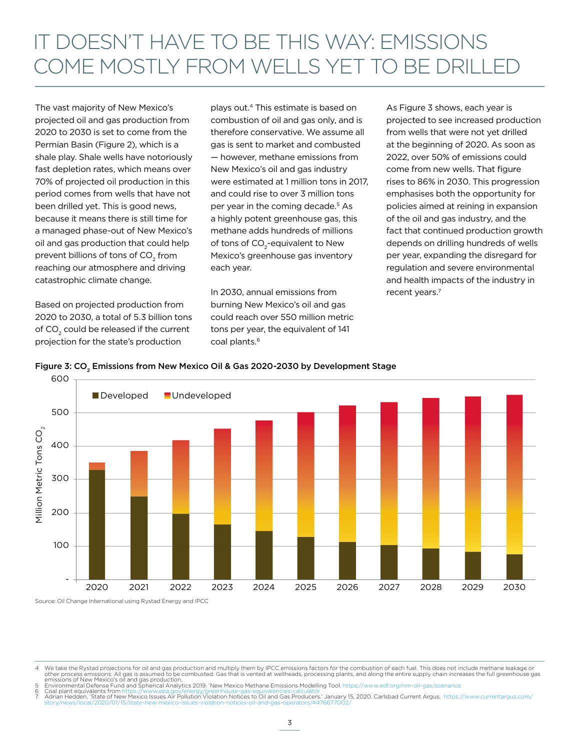# IT DOESN'T HAVE TO BE THIS WAY: EMISSIONS COME MOSTLY FROM WELLS YET TO BE DRILLED

The vast majority of New Mexico's projected oil and gas production from 2020 to 2030 is set to come from the Permian Basin (Figure 2), which is a shale play. Shale wells have notoriously fast depletion rates, which means over 70% of projected oil production in this period comes from wells that have not been drilled yet. This is good news, because it means there is still time for a managed phase-out of New Mexico's oil and gas production that could help prevent billions of tons of $CO_2$ from reaching our atmosphere and driving catastrophic climate change.

Based on projected production from 2020 to 2030, a total of 5.3 billion tons of $CO_2$ could be released if the current projection for the state's production plays out.[4] This estimate is based on combustion of oil and gas only, and is therefore conservative. We assume all gas is sent to market and combusted — however, methane emissions from New Mexico's oil and gas industry were estimated at 1 million tons in 2017, and could rise to over 3 million tons per year in the coming decade.[5] As a highly potent greenhouse gas, this methane adds hundreds of millions of tons of $CO_2$-equivalent to New Mexico's greenhouse gas inventory each year.

In 2030, annual emissions from burning New Mexico's oil and gas could reach over 550 million metric tons per year, the equivalent of 141 coal plants.[6]

As Figure 3 shows, each year is projected to see increased production from wells that were not yet drilled at the beginning of 2020. As soon as 2022, over 50% of emissions could come from new wells. That figure rises to 86% in 2030. This progression emphasises both the opportunity for policies aimed at reining in expansion of the oil and gas industry, and the fact that continued production growth depends on drilling hundreds of wells per year, expanding the disregard for regulation and severe environmental and health impacts of the industry in recent years.[7]

**Figure 3: $CO_2$ Emissions from New Mexico Oil & Gas 2020-2030 by Development Stage**

Source: Oil Change International using Rystad Energy and IPCC

---

4 We take the Rystad projections for oil and gas production and multiply them by IPCC emissions factors for the combustion of each fuel. This does not include methane leakage or other process emissions. All gas is assumed to be combusted. Gas that is vented at wellheads, processing plants, and along the entire supply chain increases the full greenhouse gas emissions of New Mexico's oil and gas production.

5 Environmental Defense Fund and Spherical Analytics 2019. 'New Mexico Methane Emissions Modelling Tool. https://www.edf.org/nm-oil-gas/scenarios

6 Coal plant equivalents from https://www.epa.gov/energy/greenhouse-gas-equivalencies-calculator

7 Adrian Hedden, 'State of New Mexico Issues Air Pollution Violation Notices to Oil and Gas Producers.' January 15, 2020. Carlsbad Current Argus, https://www.currentargus.com/story/news/local/2020/01/15/state-new-mexico-issues-violation-notices-oil-and-gas-operators/4476677002/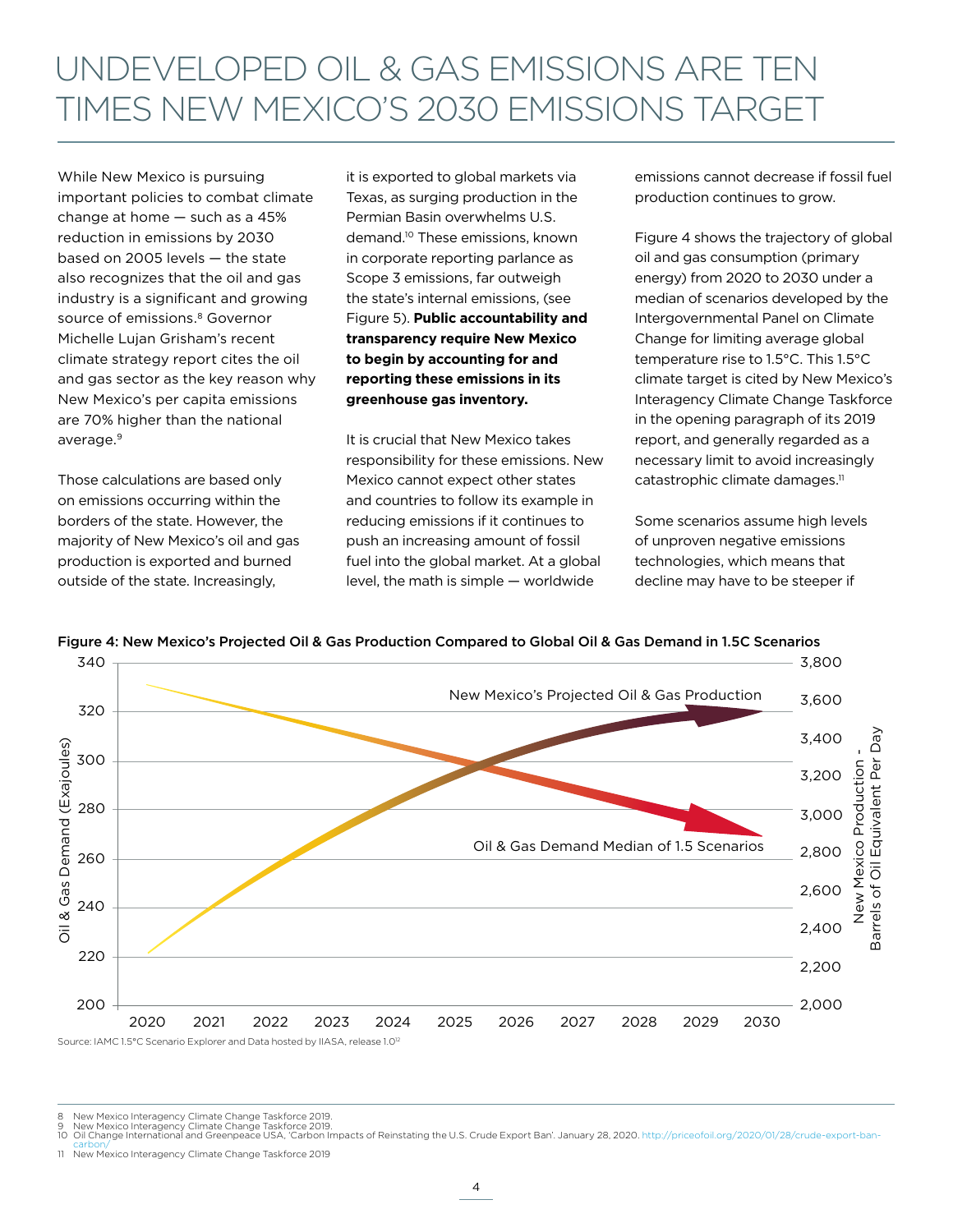# UNDEVELOPED OIL & GAS EMISSIONS ARE TEN TIMES NEW MEXICO'S 2030 EMISSIONS TARGET

While New Mexico is pursuing important policies to combat climate change at home — such as a 45% reduction in emissions by 2030 based on 2005 levels — the state also recognizes that the oil and gas industry is a significant and growing source of emissions.[8] Governor Michelle Lujan Grisham's recent climate strategy report cites the oil and gas sector as the key reason why New Mexico's per capita emissions are 70% higher than the national average.[9]

Those calculations are based only on emissions occurring within the borders of the state. However, the majority of New Mexico's oil and gas production is exported and burned outside of the state. Increasingly, it is exported to global markets via Texas, as surging production in the Permian Basin overwhelms U.S. demand.[10] These emissions, known in corporate reporting parlance as Scope 3 emissions, far outweigh the state's internal emissions, (see Figure 5). **Public accountability and transparency require New Mexico to begin by accounting for and reporting these emissions in its greenhouse gas inventory.**

It is crucial that New Mexico takes responsibility for these emissions. New Mexico cannot expect other states and countries to follow its example in reducing emissions if it continues to push an increasing amount of fossil fuel into the global market. At a global level, the math is simple — worldwide emissions cannot decrease if fossil fuel production continues to grow.

Figure 4 shows the trajectory of global oil and gas consumption (primary energy) from 2020 to 2030 under a median of scenarios developed by the Intergovernmental Panel on Climate Change for limiting average global temperature rise to 1.5°C. This 1.5°C climate target is cited by New Mexico's Interagency Climate Change Taskforce in the opening paragraph of its 2019 report, and generally regarded as a necessary limit to avoid increasingly catastrophic climate damages.[11]

Some scenarios assume high levels of unproven negative emissions technologies, which means that decline may have to be steeper if

**Figure 4: New Mexico's Projected Oil & Gas Production Compared to Global Oil & Gas Demand in 1.5C Scenarios**

Source: IAMC 1.5°C Scenario Explorer and Data hosted by IIASA, release 1.0[12]

8 New Mexico Interagency Climate Change Taskforce 2019.
9 New Mexico Interagency Climate Change Taskforce 2019.
10 Oil Change International and Greenpeace USA, 'Carbon Impacts of Reinstating the U.S. Crude Export Ban'. January 28, 2020. http://priceofoil.org/2020/01/28/crude-export-ban-carbon/
11 New Mexico Interagency Climate Change Taskforce 2019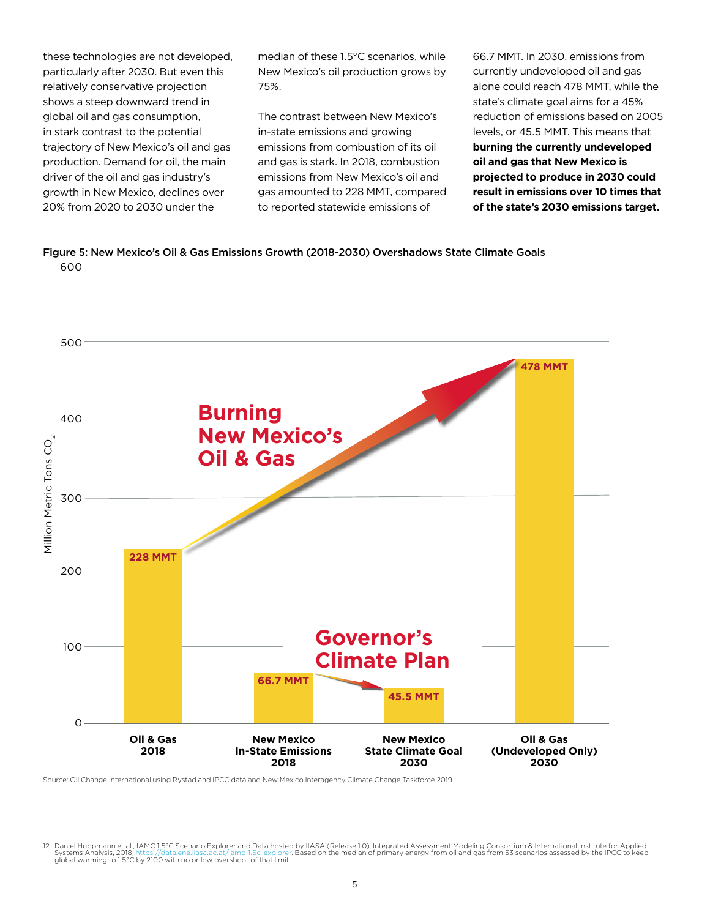these technologies are not developed, particularly after 2030. But even this relatively conservative projection shows a steep downward trend in global oil and gas consumption, in stark contrast to the potential trajectory of New Mexico's oil and gas production. Demand for oil, the main driver of the oil and gas industry's growth in New Mexico, declines over 20% from 2020 to 2030 under the median of these 1.5°C scenarios, while New Mexico's oil production grows by 75%.

The contrast between New Mexico's in-state emissions and growing emissions from combustion of its oil and gas is stark. In 2018, combustion emissions from New Mexico's oil and gas amounted to 228 MMT, compared to reported statewide emissions of 66.7 MMT. In 2030, emissions from currently undeveloped oil and gas alone could reach 478 MMT, while the state's climate goal aims for a 45% reduction of emissions based on 2005 levels, or 45.5 MMT. This means that **burning the currently undeveloped oil and gas that New Mexico is projected to produce in 2030 could result in emissions over 10 times that of the state's 2030 emissions target.**

**Figure 5: New Mexico's Oil & Gas Emissions Growth (2018-2030) Overshadows State Climate Goals**

| Category | Million Metric Tons $CO_2$ |
|---|---|
| Oil & Gas 2018 | 228 MMT |
| New Mexico In-State Emissions 2018 | 66.7 MMT |
| New Mexico State Climate Goal 2030 | 45.5 MMT |
| Oil & Gas (Undeveloped Only) 2030 | 478 MMT |

Burning New Mexico's Oil & Gas

Governor's Climate Plan

Source: Oil Change International using Rystad and IPCC data and New Mexico Interagency Climate Change Taskforce 2019

12 Daniel Huppmann et al., IAMC 1.5°C Scenario Explorer and Data hosted by IIASA (Release 1.0). Integrated Assessment Modeling Consortium & International Institute for Applied Systems Analysis, 2018, https://data.ene.iiasa.ac.at/iamc-1.5c-explorer. Based on the median of primary energy from oil and gas from 53 scenarios assessed by the IPCC to keep global warming to 1.5°C by 2100 with no or low overshoot of that limit.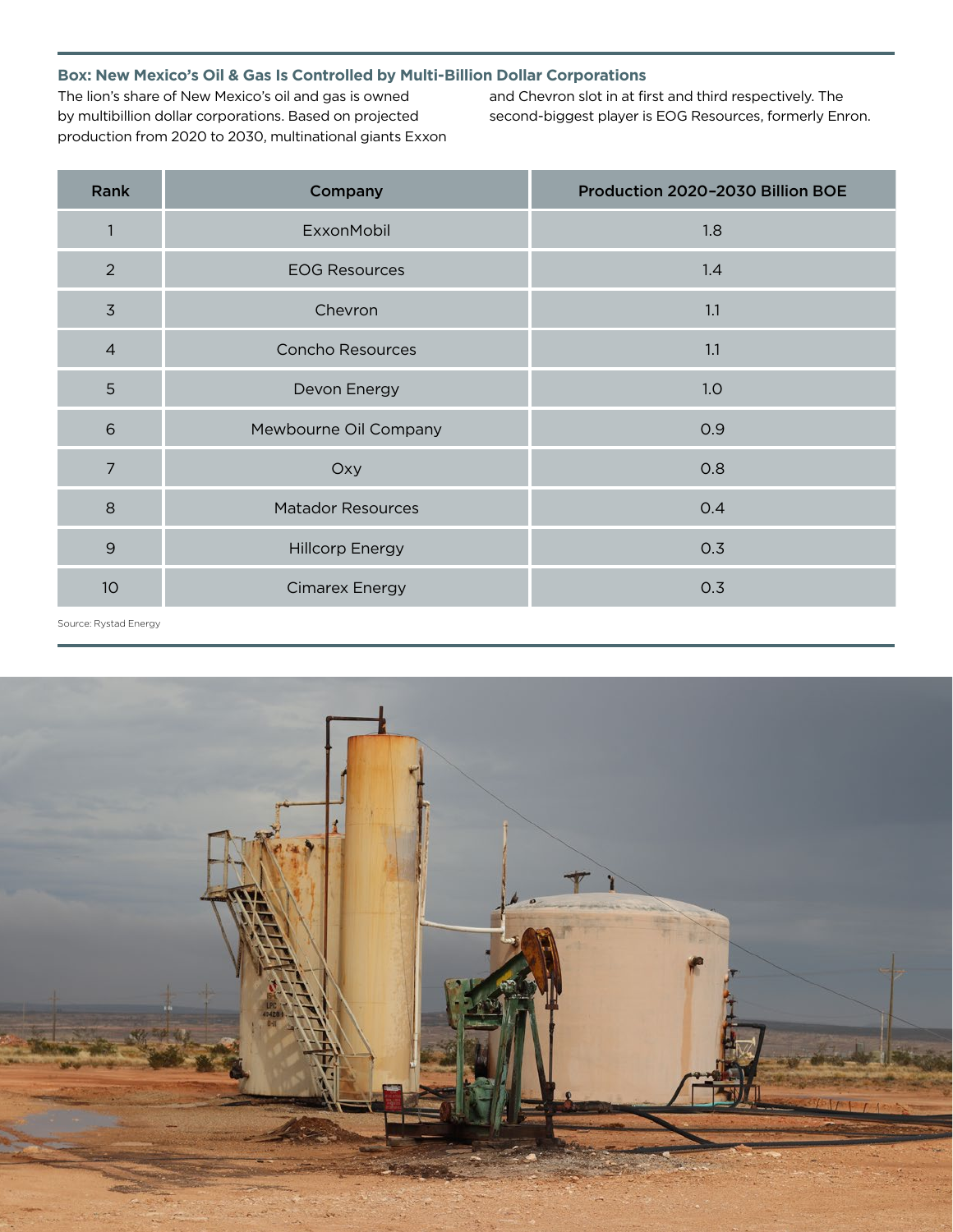### Box: New Mexico's Oil & Gas Is Controlled by Multi-Billion Dollar Corporations

The lion's share of New Mexico's oil and gas is owned by multibillion dollar corporations. Based on projected production from 2020 to 2030, multinational giants Exxon and Chevron slot in at first and third respectively. The second-biggest player is EOG Resources, formerly Enron.

| Rank | Company | Production 2020–2030 Billion BOE |
|---|---|---|
| 1 | ExxonMobil | 1.8 |
| 2 | EOG Resources | 1.4 |
| 3 | Chevron | 1.1 |
| 4 | Concho Resources | 1.1 |
| 5 | Devon Energy | 1.0 |
| 6 | Mewbourne Oil Company | 0.9 |
| 7 | Oxy | 0.8 |
| 8 | Matador Resources | 0.4 |
| 9 | Hillcorp Energy | 0.3 |
| 10 | Cimarex Energy | 0.3 |

Source: Rystad Energy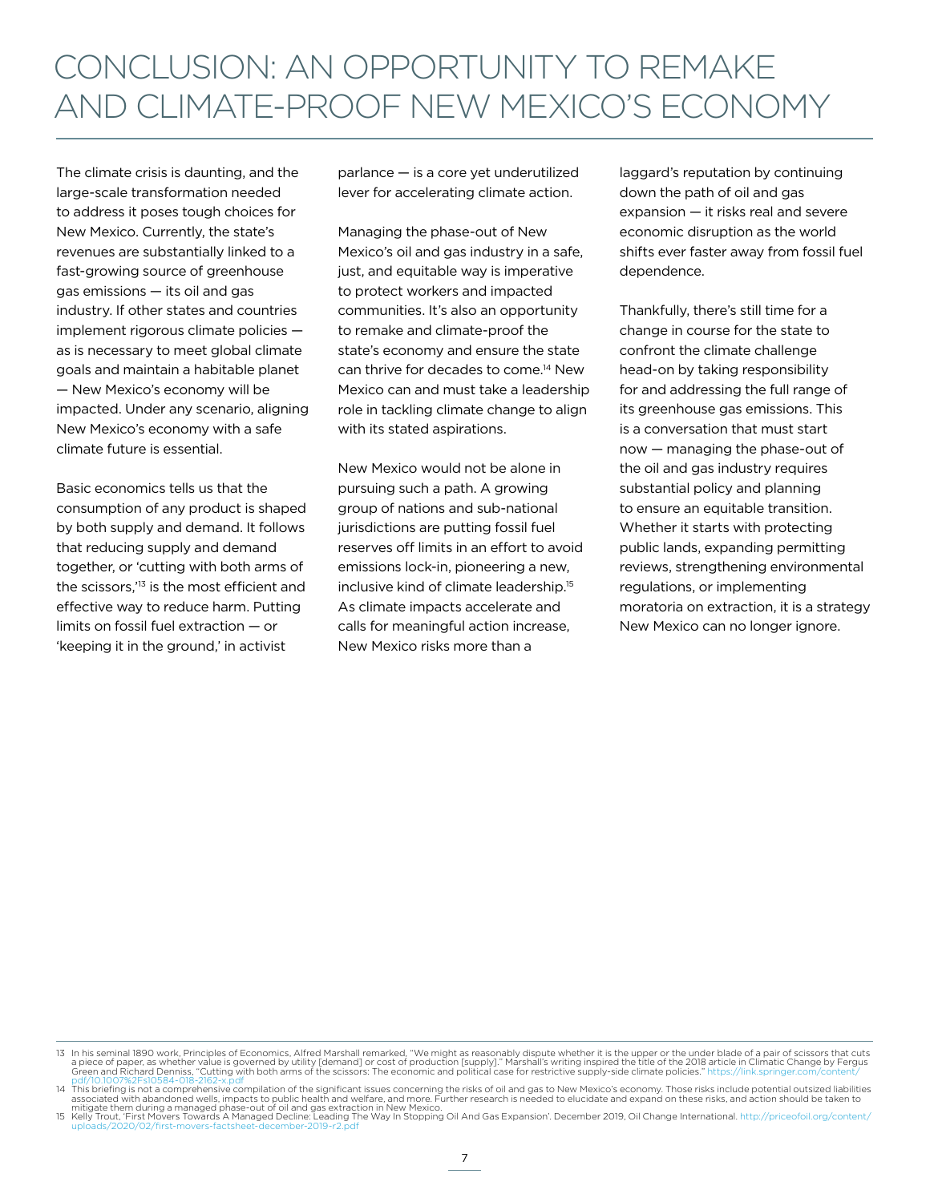# CONCLUSION: AN OPPORTUNITY TO REMAKE AND CLIMATE-PROOF NEW MEXICO'S ECONOMY

The climate crisis is daunting, and the large-scale transformation needed to address it poses tough choices for New Mexico. Currently, the state's revenues are substantially linked to a fast-growing source of greenhouse gas emissions — its oil and gas industry. If other states and countries implement rigorous climate policies — as is necessary to meet global climate goals and maintain a habitable planet — New Mexico's economy will be impacted. Under any scenario, aligning New Mexico's economy with a safe climate future is essential.

Basic economics tells us that the consumption of any product is shaped by both supply and demand. It follows that reducing supply and demand together, or 'cutting with both arms of the scissors,'[13] is the most efficient and effective way to reduce harm. Putting limits on fossil fuel extraction — or 'keeping it in the ground,' in activist parlance — is a core yet underutilized lever for accelerating climate action.

Managing the phase-out of New Mexico's oil and gas industry in a safe, just, and equitable way is imperative to protect workers and impacted communities. It's also an opportunity to remake and climate-proof the state's economy and ensure the state can thrive for decades to come.[14] New Mexico can and must take a leadership role in tackling climate change to align with its stated aspirations.

New Mexico would not be alone in pursuing such a path. A growing group of nations and sub-national jurisdictions are putting fossil fuel reserves off limits in an effort to avoid emissions lock-in, pioneering a new, inclusive kind of climate leadership.[15] As climate impacts accelerate and calls for meaningful action increase, New Mexico risks more than a laggard's reputation by continuing down the path of oil and gas expansion — it risks real and severe economic disruption as the world shifts ever faster away from fossil fuel dependence.

Thankfully, there's still time for a change in course for the state to confront the climate challenge head-on by taking responsibility for and addressing the full range of its greenhouse gas emissions. This is a conversation that must start now — managing the phase-out of the oil and gas industry requires substantial policy and planning to ensure an equitable transition. Whether it starts with protecting public lands, expanding permitting reviews, strengthening environmental regulations, or implementing moratoria on extraction, it is a strategy New Mexico can no longer ignore.

---

13 In his seminal 1890 work, Principles of Economics, Alfred Marshall remarked, "We might as reasonably dispute whether it is the upper or the under blade of a pair of scissors that cuts a piece of paper, as whether value is governed by utility [demand] or cost of production [supply]." Marshall's writing inspired the title of the 2018 article in Climatic Change by Fergus Green and Richard Denniss, "Cutting with both arms of the scissors: The economic and political case for restrictive supply-side climate policies." https://link.springer.com/content/pdf/10.1007%2Fs10584-018-2162-x.pdf

14 This briefing is not a comprehensive compilation of the significant issues concerning the risks of oil and gas to New Mexico's economy. Those risks include potential outsized liabilities associated with abandoned wells, impacts to public health and welfare, and more. Further research is needed to elucidate and expand on these risks, and action should be taken to mitigate them during a managed phase-out of oil and gas extraction in New Mexico.

15 Kelly Trout, 'First Movers Towards A Managed Decline: Leading The Way In Stopping Oil And Gas Expansion'. December 2019, Oil Change International. http://priceofoil.org/content/uploads/2020/02/first-movers-factsheet-december-2019-r2.pdf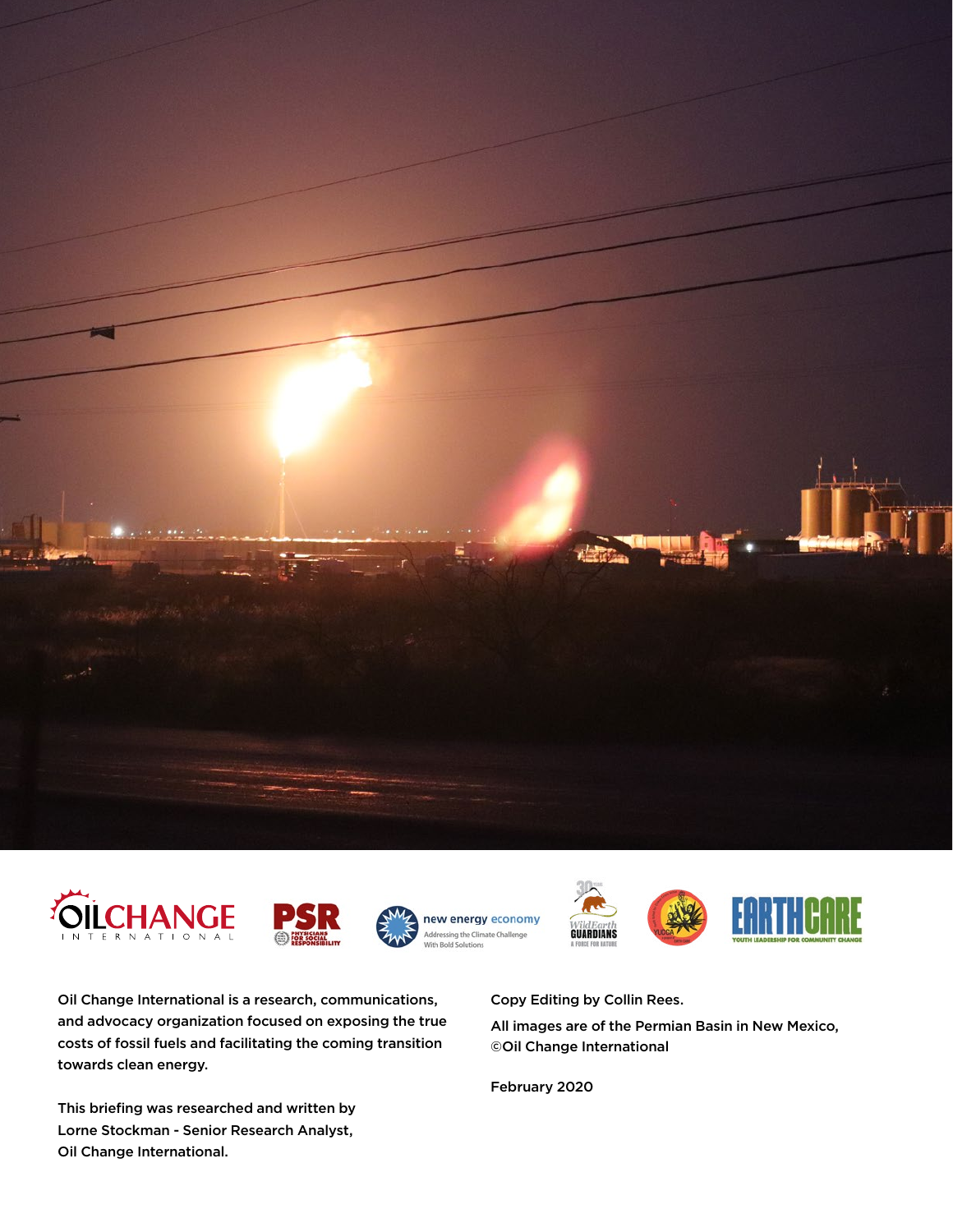Oil Change International is a research, communications, and advocacy organization focused on exposing the true costs of fossil fuels and facilitating the coming transition towards clean energy.

This briefing was researched and written by Lorne Stockman - Senior Research Analyst, Oil Change International.

Copy Editing by Collin Rees.

All images are of the Permian Basin in New Mexico, ©Oil Change International

February 2020